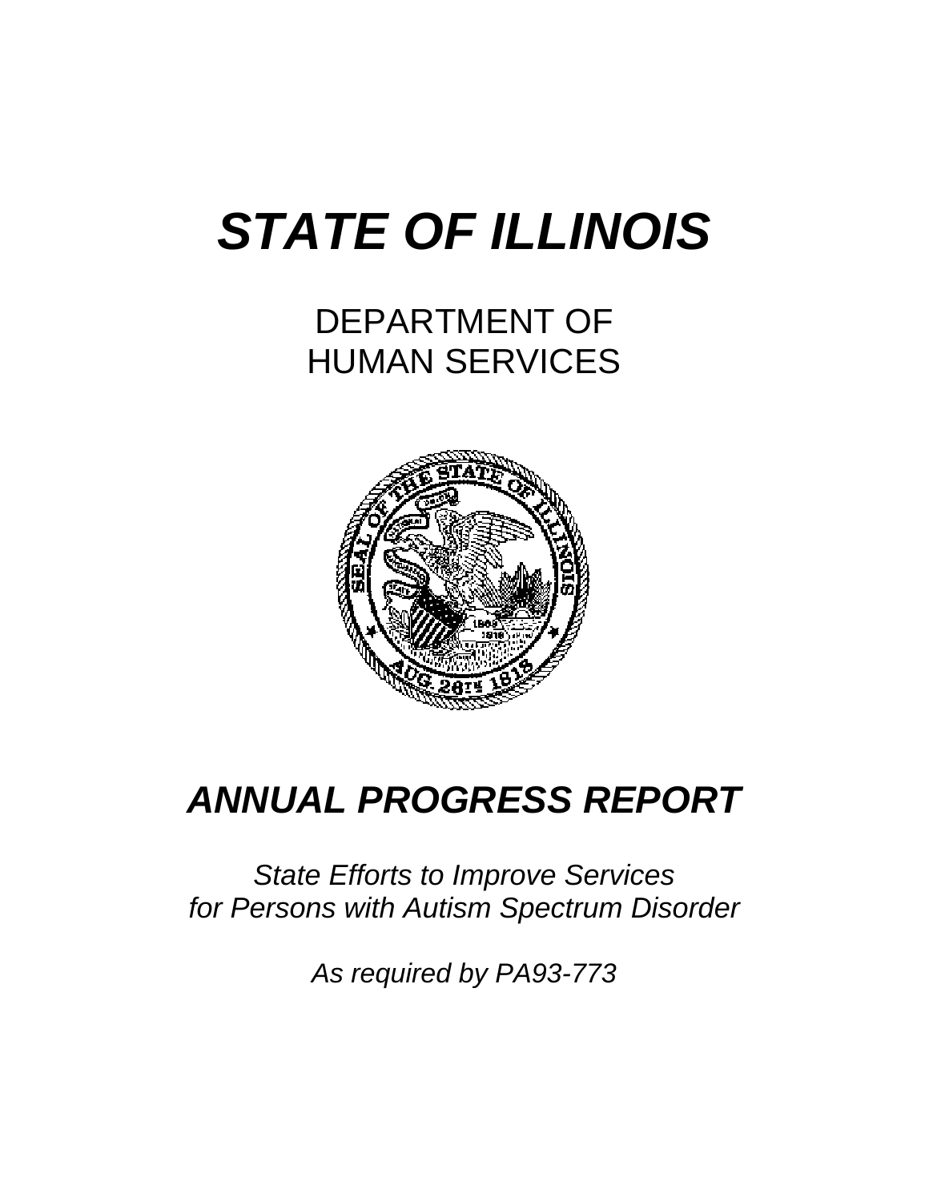# *STATE OF ILLINOIS*

DEPARTMENT OF
HUMAN SERVICES

## *ANNUAL PROGRESS REPORT*

*State Efforts to Improve Services for Persons with Autism Spectrum Disorder*

*As required by PA93-773*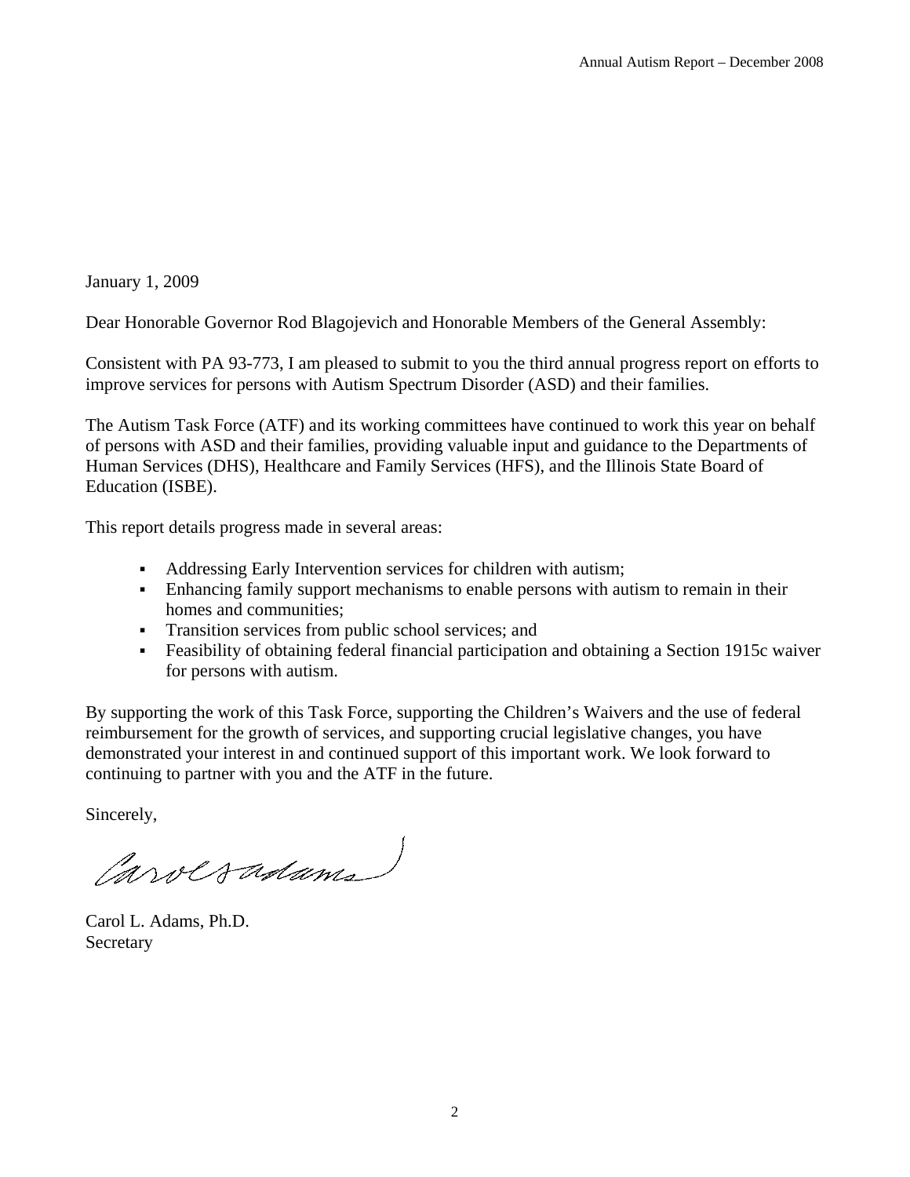January 1, 2009

Dear Honorable Governor Rod Blagojevich and Honorable Members of the General Assembly:

Consistent with PA 93-773, I am pleased to submit to you the third annual progress report on efforts to improve services for persons with Autism Spectrum Disorder (ASD) and their families.

The Autism Task Force (ATF) and its working committees have continued to work this year on behalf of persons with ASD and their families, providing valuable input and guidance to the Departments of Human Services (DHS), Healthcare and Family Services (HFS), and the Illinois State Board of Education (ISBE).

This report details progress made in several areas:

- Addressing Early Intervention services for children with autism;
- Enhancing family support mechanisms to enable persons with autism to remain in their homes and communities;
- Transition services from public school services; and
- Feasibility of obtaining federal financial participation and obtaining a Section 1915c waiver for persons with autism.

By supporting the work of this Task Force, supporting the Children's Waivers and the use of federal reimbursement for the growth of services, and supporting crucial legislative changes, you have demonstrated your interest in and continued support of this important work. We look forward to continuing to partner with you and the ATF in the future.

Sincerely,

Carol L. Adams, Ph.D.
Secretary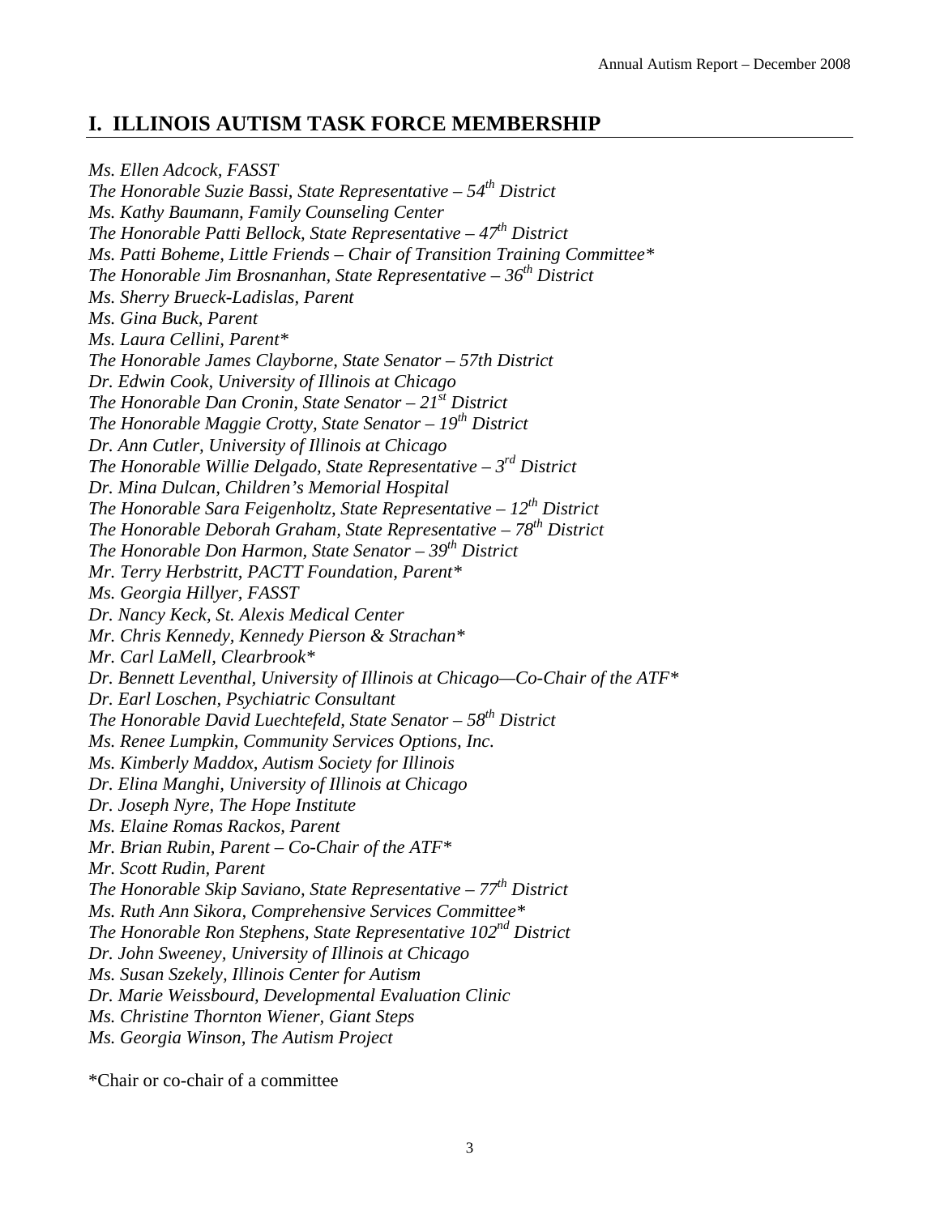## I. ILLINOIS AUTISM TASK FORCE MEMBERSHIP

*Ms. Ellen Adcock, FASST*
*The Honorable Suzie Bassi, State Representative – 54th District*
*Ms. Kathy Baumann, Family Counseling Center*
*The Honorable Patti Bellock, State Representative – 47th District*
*Ms. Patti Boheme, Little Friends – Chair of Transition Training Committee**
*The Honorable Jim Brosnanhan, State Representative – 36th District*
*Ms. Sherry Brueck-Ladislas, Parent*
*Ms. Gina Buck, Parent*
*Ms. Laura Cellini, Parent**
*The Honorable James Clayborne, State Senator – 57th District*
*Dr. Edwin Cook, University of Illinois at Chicago*
*The Honorable Dan Cronin, State Senator – 21st District*
*The Honorable Maggie Crotty, State Senator – 19th District*
*Dr. Ann Cutler, University of Illinois at Chicago*
*The Honorable Willie Delgado, State Representative – 3rd District*
*Dr. Mina Dulcan, Children's Memorial Hospital*
*The Honorable Sara Feigenholtz, State Representative – 12th District*
*The Honorable Deborah Graham, State Representative – 78th District*
*The Honorable Don Harmon, State Senator – 39th District*
*Mr. Terry Herbstritt, PACTT Foundation, Parent**
*Ms. Georgia Hillyer, FASST*
*Dr. Nancy Keck, St. Alexis Medical Center*
*Mr. Chris Kennedy, Kennedy Pierson & Strachan**
*Mr. Carl LaMell, Clearbrook**
*Dr. Bennett Leventhal, University of Illinois at Chicago—Co-Chair of the ATF**
*Dr. Earl Loschen, Psychiatric Consultant*
*The Honorable David Luechtefeld, State Senator – 58th District*
*Ms. Renee Lumpkin, Community Services Options, Inc.*
*Ms. Kimberly Maddox, Autism Society for Illinois*
*Dr. Elina Manghi, University of Illinois at Chicago*
*Dr. Joseph Nyre, The Hope Institute*
*Ms. Elaine Romas Rackos, Parent*
*Mr. Brian Rubin, Parent – Co-Chair of the ATF**
*Mr. Scott Rudin, Parent*
*The Honorable Skip Saviano, State Representative – 77th District*
*Ms. Ruth Ann Sikora, Comprehensive Services Committee**
*The Honorable Ron Stephens, State Representative 102nd District*
*Dr. John Sweeney, University of Illinois at Chicago*
*Ms. Susan Szekely, Illinois Center for Autism*
*Dr. Marie Weissbourd, Developmental Evaluation Clinic*
*Ms. Christine Thornton Wiener, Giant Steps*
*Ms. Georgia Winson, The Autism Project*

*Chair or co-chair of a committee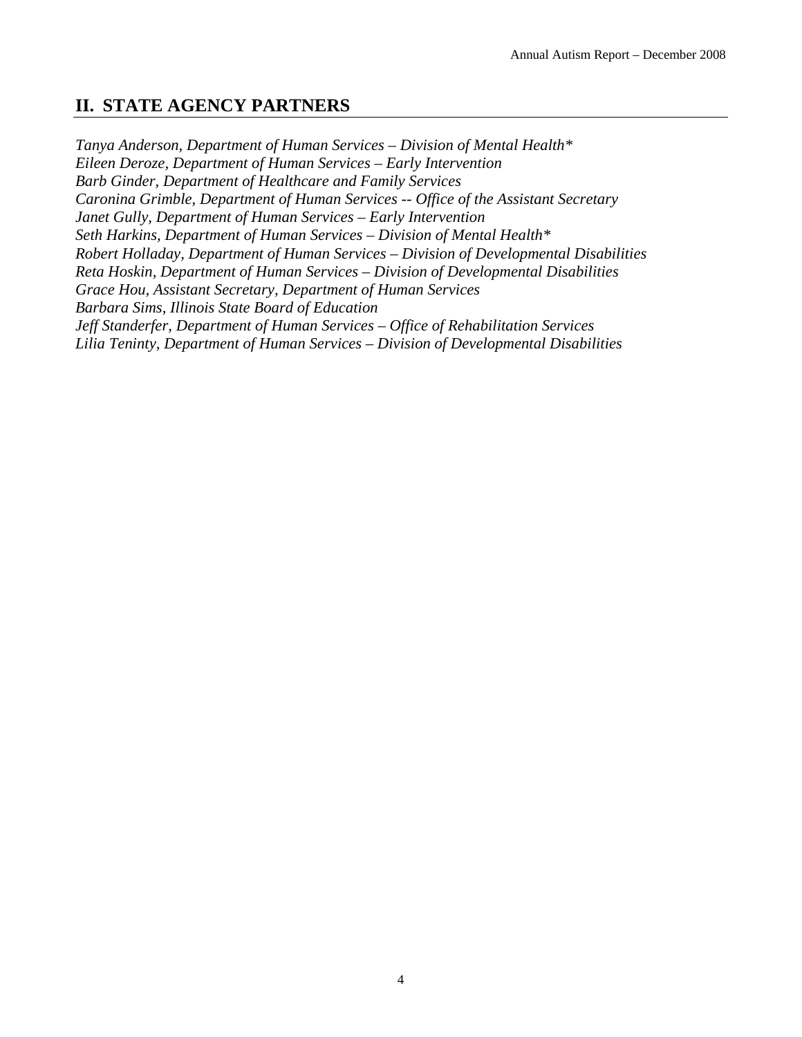## II. STATE AGENCY PARTNERS

*Tanya Anderson, Department of Human Services – Division of Mental Health**
*Eileen Deroze, Department of Human Services – Early Intervention*
*Barb Ginder, Department of Healthcare and Family Services*
*Caronina Grimble, Department of Human Services -- Office of the Assistant Secretary*
*Janet Gully, Department of Human Services – Early Intervention*
*Seth Harkins, Department of Human Services – Division of Mental Health**
*Robert Holladay, Department of Human Services – Division of Developmental Disabilities*
*Reta Hoskin, Department of Human Services – Division of Developmental Disabilities*
*Grace Hou, Assistant Secretary, Department of Human Services*
*Barbara Sims, Illinois State Board of Education*
*Jeff Standerfer, Department of Human Services – Office of Rehabilitation Services*
*Lilia Teninty, Department of Human Services – Division of Developmental Disabilities*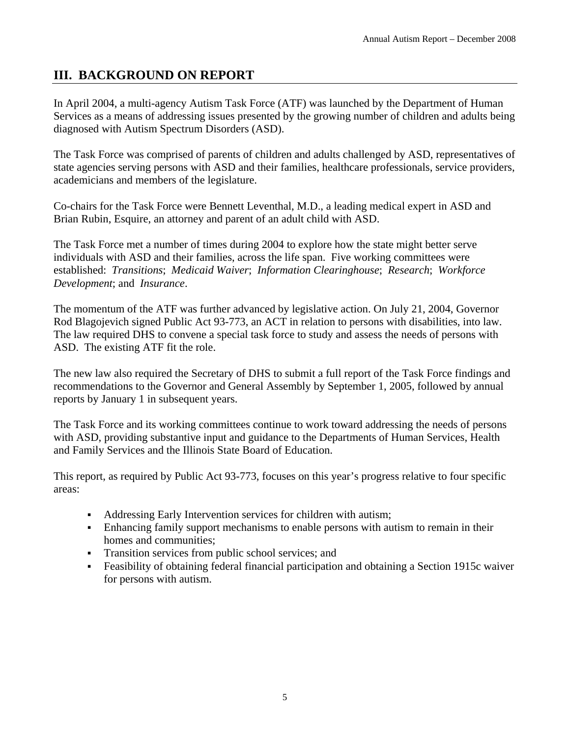## III. BACKGROUND ON REPORT

In April 2004, a multi-agency Autism Task Force (ATF) was launched by the Department of Human Services as a means of addressing issues presented by the growing number of children and adults being diagnosed with Autism Spectrum Disorders (ASD).

The Task Force was comprised of parents of children and adults challenged by ASD, representatives of state agencies serving persons with ASD and their families, healthcare professionals, service providers, academicians and members of the legislature.

Co-chairs for the Task Force were Bennett Leventhal, M.D., a leading medical expert in ASD and Brian Rubin, Esquire, an attorney and parent of an adult child with ASD.

The Task Force met a number of times during 2004 to explore how the state might better serve individuals with ASD and their families, across the life span. Five working committees were established: *Transitions*; *Medicaid Waiver*; *Information Clearinghouse*; *Research*; *Workforce Development*; and *Insurance*.

The momentum of the ATF was further advanced by legislative action. On July 21, 2004, Governor Rod Blagojevich signed Public Act 93-773, an ACT in relation to persons with disabilities, into law. The law required DHS to convene a special task force to study and assess the needs of persons with ASD. The existing ATF fit the role.

The new law also required the Secretary of DHS to submit a full report of the Task Force findings and recommendations to the Governor and General Assembly by September 1, 2005, followed by annual reports by January 1 in subsequent years.

The Task Force and its working committees continue to work toward addressing the needs of persons with ASD, providing substantive input and guidance to the Departments of Human Services, Health and Family Services and the Illinois State Board of Education.

This report, as required by Public Act 93-773, focuses on this year's progress relative to four specific areas:

- Addressing Early Intervention services for children with autism;
- Enhancing family support mechanisms to enable persons with autism to remain in their homes and communities;
- Transition services from public school services; and
- Feasibility of obtaining federal financial participation and obtaining a Section 1915c waiver for persons with autism.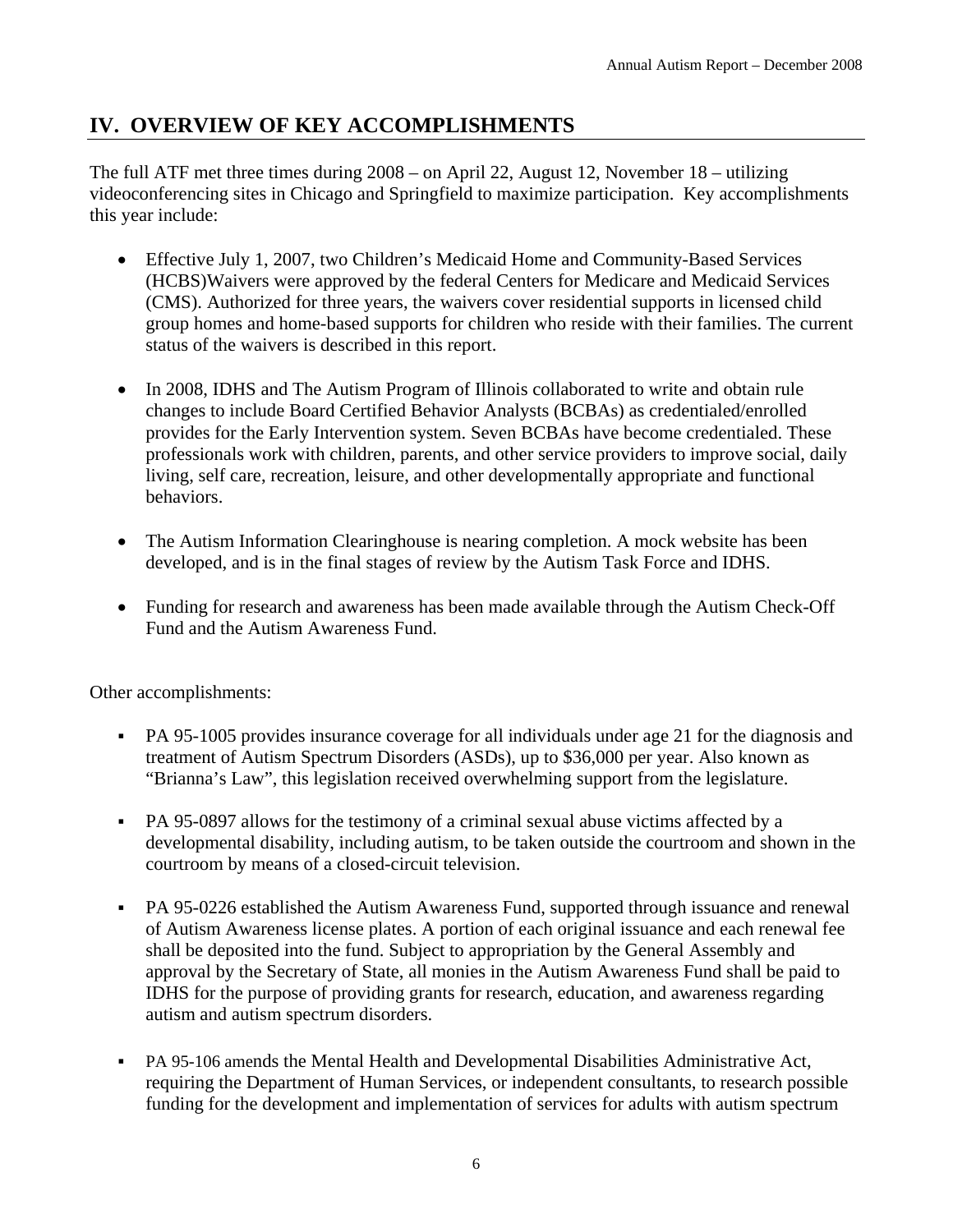## IV. OVERVIEW OF KEY ACCOMPLISHMENTS

The full ATF met three times during 2008 – on April 22, August 12, November 18 – utilizing videoconferencing sites in Chicago and Springfield to maximize participation. Key accomplishments this year include:

- Effective July 1, 2007, two Children's Medicaid Home and Community-Based Services (HCBS)Waivers were approved by the federal Centers for Medicare and Medicaid Services (CMS). Authorized for three years, the waivers cover residential supports in licensed child group homes and home-based supports for children who reside with their families. The current status of the waivers is described in this report.

- In 2008, IDHS and The Autism Program of Illinois collaborated to write and obtain rule changes to include Board Certified Behavior Analysts (BCBAs) as credentialed/enrolled provides for the Early Intervention system. Seven BCBAs have become credentialed. These professionals work with children, parents, and other service providers to improve social, daily living, self care, recreation, leisure, and other developmentally appropriate and functional behaviors.

- The Autism Information Clearinghouse is nearing completion. A mock website has been developed, and is in the final stages of review by the Autism Task Force and IDHS.

- Funding for research and awareness has been made available through the Autism Check-Off Fund and the Autism Awareness Fund.

Other accomplishments:

- PA 95-1005 provides insurance coverage for all individuals under age 21 for the diagnosis and treatment of Autism Spectrum Disorders (ASDs), up to $36,000 per year. Also known as "Brianna's Law", this legislation received overwhelming support from the legislature.

- PA 95-0897 allows for the testimony of a criminal sexual abuse victims affected by a developmental disability, including autism, to be taken outside the courtroom and shown in the courtroom by means of a closed-circuit television.

- PA 95-0226 established the Autism Awareness Fund, supported through issuance and renewal of Autism Awareness license plates. A portion of each original issuance and each renewal fee shall be deposited into the fund. Subject to appropriation by the General Assembly and approval by the Secretary of State, all monies in the Autism Awareness Fund shall be paid to IDHS for the purpose of providing grants for research, education, and awareness regarding autism and autism spectrum disorders.

- PA 95-106 amends the Mental Health and Developmental Disabilities Administrative Act, requiring the Department of Human Services, or independent consultants, to research possible funding for the development and implementation of services for adults with autism spectrum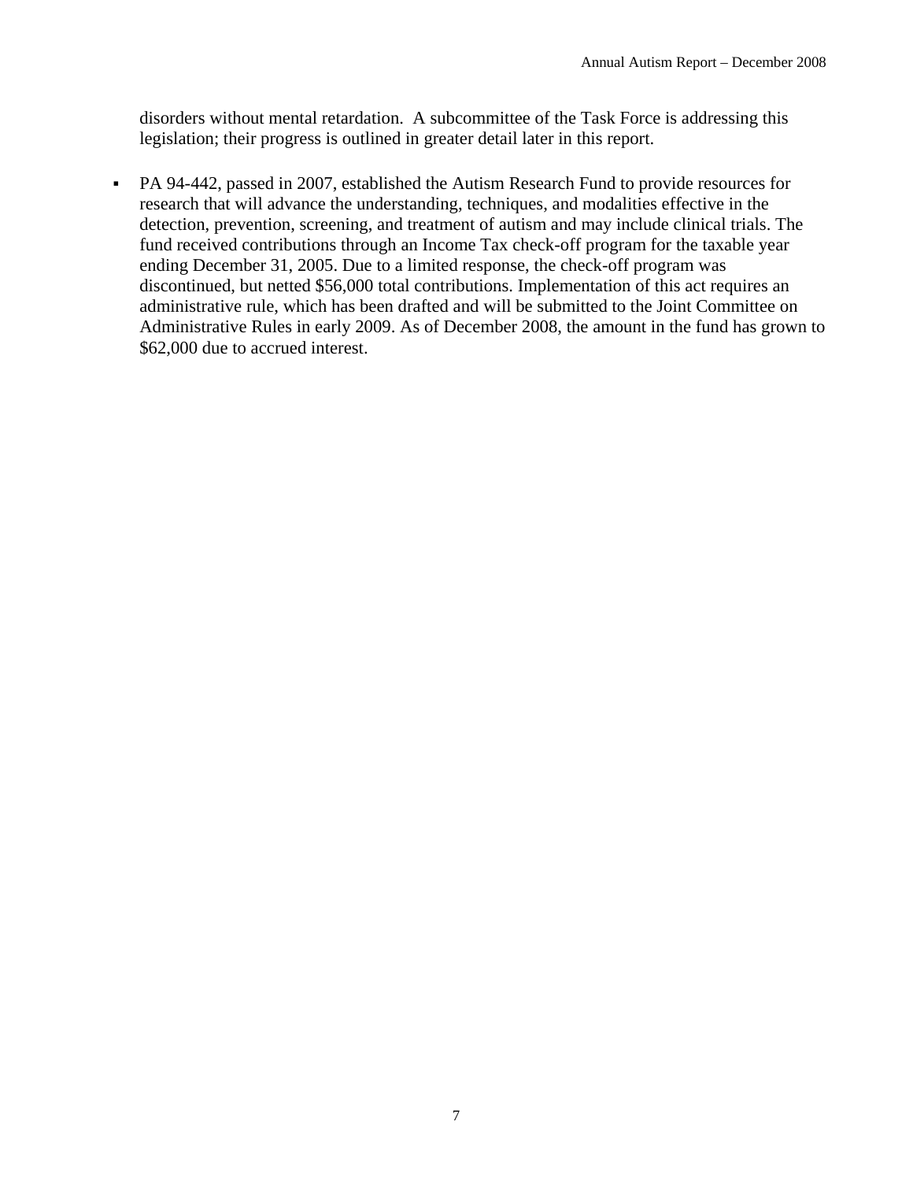disorders without mental retardation. A subcommittee of the Task Force is addressing this legislation; their progress is outlined in greater detail later in this report.

- PA 94-442, passed in 2007, established the Autism Research Fund to provide resources for research that will advance the understanding, techniques, and modalities effective in the detection, prevention, screening, and treatment of autism and may include clinical trials. The fund received contributions through an Income Tax check-off program for the taxable year ending December 31, 2005. Due to a limited response, the check-off program was discontinued, but netted $56,000 total contributions. Implementation of this act requires an administrative rule, which has been drafted and will be submitted to the Joint Committee on Administrative Rules in early 2009. As of December 2008, the amount in the fund has grown to $62,000 due to accrued interest.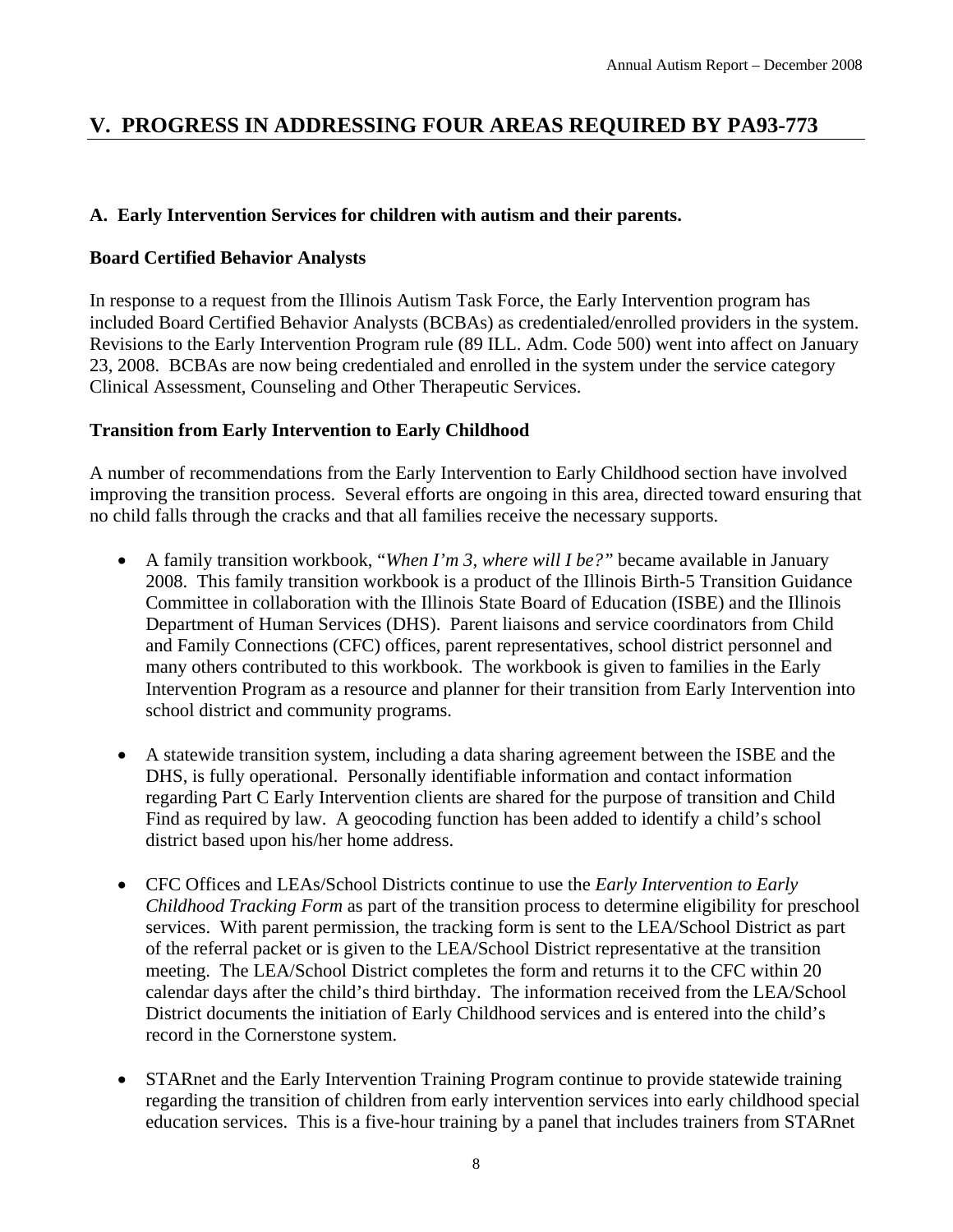## V. PROGRESS IN ADDRESSING FOUR AREAS REQUIRED BY PA93-773

### A. Early Intervention Services for children with autism and their parents.

**Board Certified Behavior Analysts**

In response to a request from the Illinois Autism Task Force, the Early Intervention program has included Board Certified Behavior Analysts (BCBAs) as credentialed/enrolled providers in the system. Revisions to the Early Intervention Program rule (89 ILL. Adm. Code 500) went into affect on January 23, 2008. BCBAs are now being credentialed and enrolled in the system under the service category Clinical Assessment, Counseling and Other Therapeutic Services.

**Transition from Early Intervention to Early Childhood**

A number of recommendations from the Early Intervention to Early Childhood section have involved improving the transition process. Several efforts are ongoing in this area, directed toward ensuring that no child falls through the cracks and that all families receive the necessary supports.

- A family transition workbook, "*When I'm 3, where will I be?*" became available in January 2008. This family transition workbook is a product of the Illinois Birth-5 Transition Guidance Committee in collaboration with the Illinois State Board of Education (ISBE) and the Illinois Department of Human Services (DHS). Parent liaisons and service coordinators from Child and Family Connections (CFC) offices, parent representatives, school district personnel and many others contributed to this workbook. The workbook is given to families in the Early Intervention Program as a resource and planner for their transition from Early Intervention into school district and community programs.

- A statewide transition system, including a data sharing agreement between the ISBE and the DHS, is fully operational. Personally identifiable information and contact information regarding Part C Early Intervention clients are shared for the purpose of transition and Child Find as required by law. A geocoding function has been added to identify a child's school district based upon his/her home address.

- CFC Offices and LEAs/School Districts continue to use the *Early Intervention to Early Childhood Tracking Form* as part of the transition process to determine eligibility for preschool services. With parent permission, the tracking form is sent to the LEA/School District as part of the referral packet or is given to the LEA/School District representative at the transition meeting. The LEA/School District completes the form and returns it to the CFC within 20 calendar days after the child's third birthday. The information received from the LEA/School District documents the initiation of Early Childhood services and is entered into the child's record in the Cornerstone system.

- STARnet and the Early Intervention Training Program continue to provide statewide training regarding the transition of children from early intervention services into early childhood special education services. This is a five-hour training by a panel that includes trainers from STARnet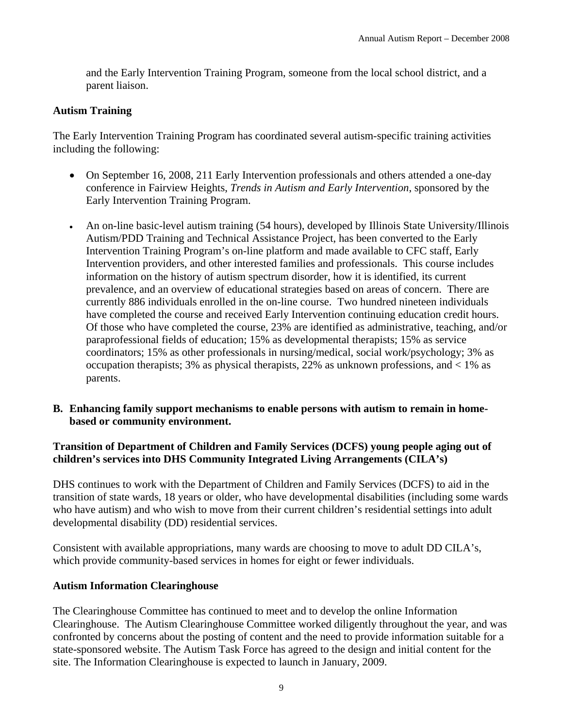and the Early Intervention Training Program, someone from the local school district, and a parent liaison.

**Autism Training**

The Early Intervention Training Program has coordinated several autism-specific training activities including the following:

- On September 16, 2008, 211 Early Intervention professionals and others attended a one-day conference in Fairview Heights, *Trends in Autism and Early Intervention*, sponsored by the Early Intervention Training Program.
- An on-line basic-level autism training (54 hours), developed by Illinois State University/Illinois Autism/PDD Training and Technical Assistance Project, has been converted to the Early Intervention Training Program's on-line platform and made available to CFC staff, Early Intervention providers, and other interested families and professionals. This course includes information on the history of autism spectrum disorder, how it is identified, its current prevalence, and an overview of educational strategies based on areas of concern. There are currently 886 individuals enrolled in the on-line course. Two hundred nineteen individuals have completed the course and received Early Intervention continuing education credit hours. Of those who have completed the course, 23% are identified as administrative, teaching, and/or paraprofessional fields of education; 15% as developmental therapists; 15% as service coordinators; 15% as other professionals in nursing/medical, social work/psychology; 3% as occupation therapists; 3% as physical therapists, 22% as unknown professions, and < 1% as parents.

**B. Enhancing family support mechanisms to enable persons with autism to remain in home-based or community environment.**

**Transition of Department of Children and Family Services (DCFS) young people aging out of children's services into DHS Community Integrated Living Arrangements (CILA's)**

DHS continues to work with the Department of Children and Family Services (DCFS) to aid in the transition of state wards, 18 years or older, who have developmental disabilities (including some wards who have autism) and who wish to move from their current children's residential settings into adult developmental disability (DD) residential services.

Consistent with available appropriations, many wards are choosing to move to adult DD CILA's, which provide community-based services in homes for eight or fewer individuals.

**Autism Information Clearinghouse**

The Clearinghouse Committee has continued to meet and to develop the online Information Clearinghouse. The Autism Clearinghouse Committee worked diligently throughout the year, and was confronted by concerns about the posting of content and the need to provide information suitable for a state-sponsored website. The Autism Task Force has agreed to the design and initial content for the site. The Information Clearinghouse is expected to launch in January, 2009.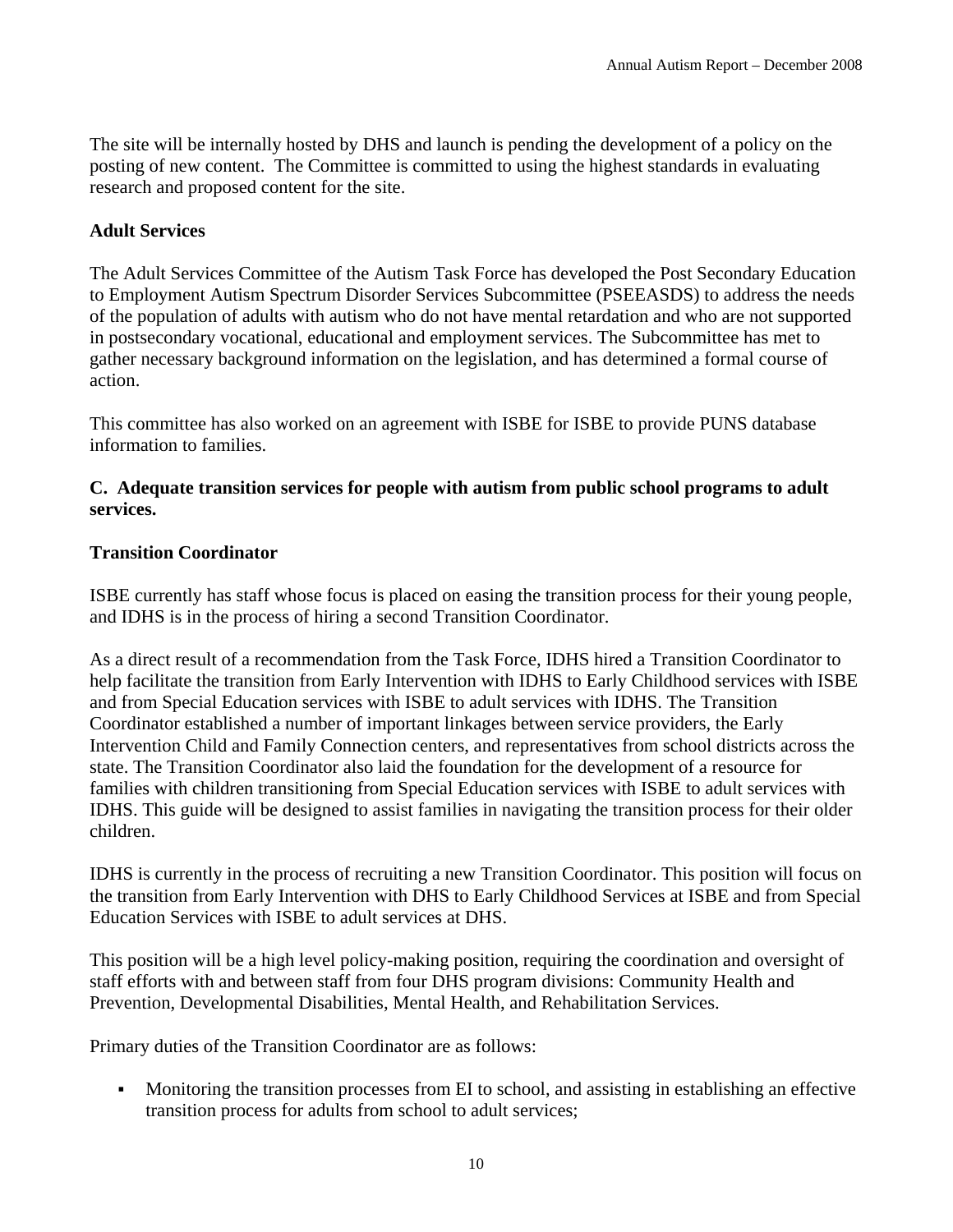The site will be internally hosted by DHS and launch is pending the development of a policy on the posting of new content. The Committee is committed to using the highest standards in evaluating research and proposed content for the site.

**Adult Services**

The Adult Services Committee of the Autism Task Force has developed the Post Secondary Education to Employment Autism Spectrum Disorder Services Subcommittee (PSEEASDS) to address the needs of the population of adults with autism who do not have mental retardation and who are not supported in postsecondary vocational, educational and employment services. The Subcommittee has met to gather necessary background information on the legislation, and has determined a formal course of action.

This committee has also worked on an agreement with ISBE for ISBE to provide PUNS database information to families.

**C. Adequate transition services for people with autism from public school programs to adult services.**

**Transition Coordinator**

ISBE currently has staff whose focus is placed on easing the transition process for their young people, and IDHS is in the process of hiring a second Transition Coordinator.

As a direct result of a recommendation from the Task Force, IDHS hired a Transition Coordinator to help facilitate the transition from Early Intervention with IDHS to Early Childhood services with ISBE and from Special Education services with ISBE to adult services with IDHS. The Transition Coordinator established a number of important linkages between service providers, the Early Intervention Child and Family Connection centers, and representatives from school districts across the state. The Transition Coordinator also laid the foundation for the development of a resource for families with children transitioning from Special Education services with ISBE to adult services with IDHS. This guide will be designed to assist families in navigating the transition process for their older children.

IDHS is currently in the process of recruiting a new Transition Coordinator. This position will focus on the transition from Early Intervention with DHS to Early Childhood Services at ISBE and from Special Education Services with ISBE to adult services at DHS.

This position will be a high level policy-making position, requiring the coordination and oversight of staff efforts with and between staff from four DHS program divisions: Community Health and Prevention, Developmental Disabilities, Mental Health, and Rehabilitation Services.

Primary duties of the Transition Coordinator are as follows:

- Monitoring the transition processes from EI to school, and assisting in establishing an effective transition process for adults from school to adult services;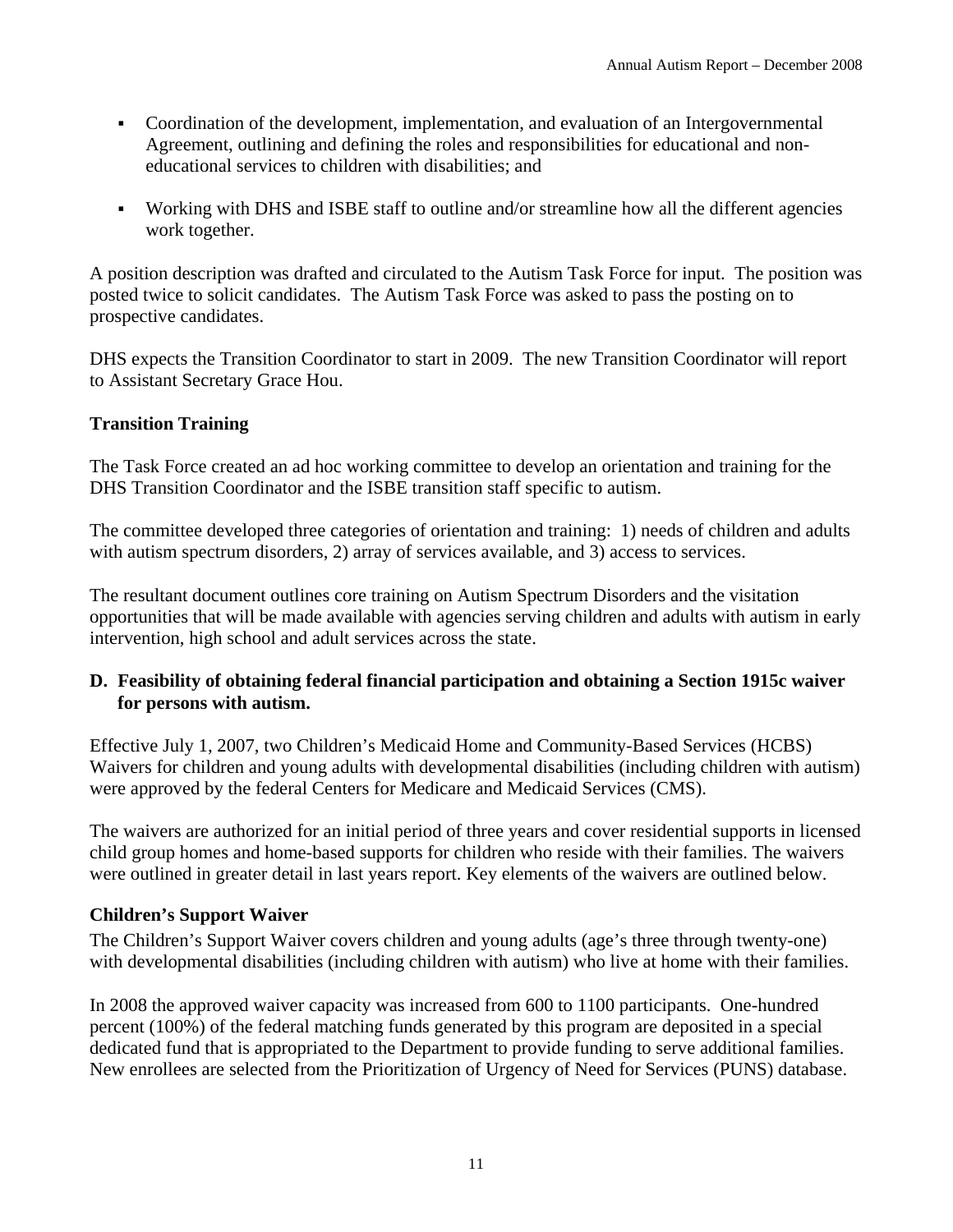- Coordination of the development, implementation, and evaluation of an Intergovernmental Agreement, outlining and defining the roles and responsibilities for educational and non-educational services to children with disabilities; and

- Working with DHS and ISBE staff to outline and/or streamline how all the different agencies work together.

A position description was drafted and circulated to the Autism Task Force for input. The position was posted twice to solicit candidates. The Autism Task Force was asked to pass the posting on to prospective candidates.

DHS expects the Transition Coordinator to start in 2009. The new Transition Coordinator will report to Assistant Secretary Grace Hou.

### Transition Training

The Task Force created an ad hoc working committee to develop an orientation and training for the DHS Transition Coordinator and the ISBE transition staff specific to autism.

The committee developed three categories of orientation and training: 1) needs of children and adults with autism spectrum disorders, 2) array of services available, and 3) access to services.

The resultant document outlines core training on Autism Spectrum Disorders and the visitation opportunities that will be made available with agencies serving children and adults with autism in early intervention, high school and adult services across the state.

## D. Feasibility of obtaining federal financial participation and obtaining a Section 1915c waiver for persons with autism.

Effective July 1, 2007, two Children's Medicaid Home and Community-Based Services (HCBS) Waivers for children and young adults with developmental disabilities (including children with autism) were approved by the federal Centers for Medicare and Medicaid Services (CMS).

The waivers are authorized for an initial period of three years and cover residential supports in licensed child group homes and home-based supports for children who reside with their families. The waivers were outlined in greater detail in last years report. Key elements of the waivers are outlined below.

### Children's Support Waiver

The Children's Support Waiver covers children and young adults (age's three through twenty-one) with developmental disabilities (including children with autism) who live at home with their families.

In 2008 the approved waiver capacity was increased from 600 to 1100 participants. One-hundred percent (100%) of the federal matching funds generated by this program are deposited in a special dedicated fund that is appropriated to the Department to provide funding to serve additional families. New enrollees are selected from the Prioritization of Urgency of Need for Services (PUNS) database.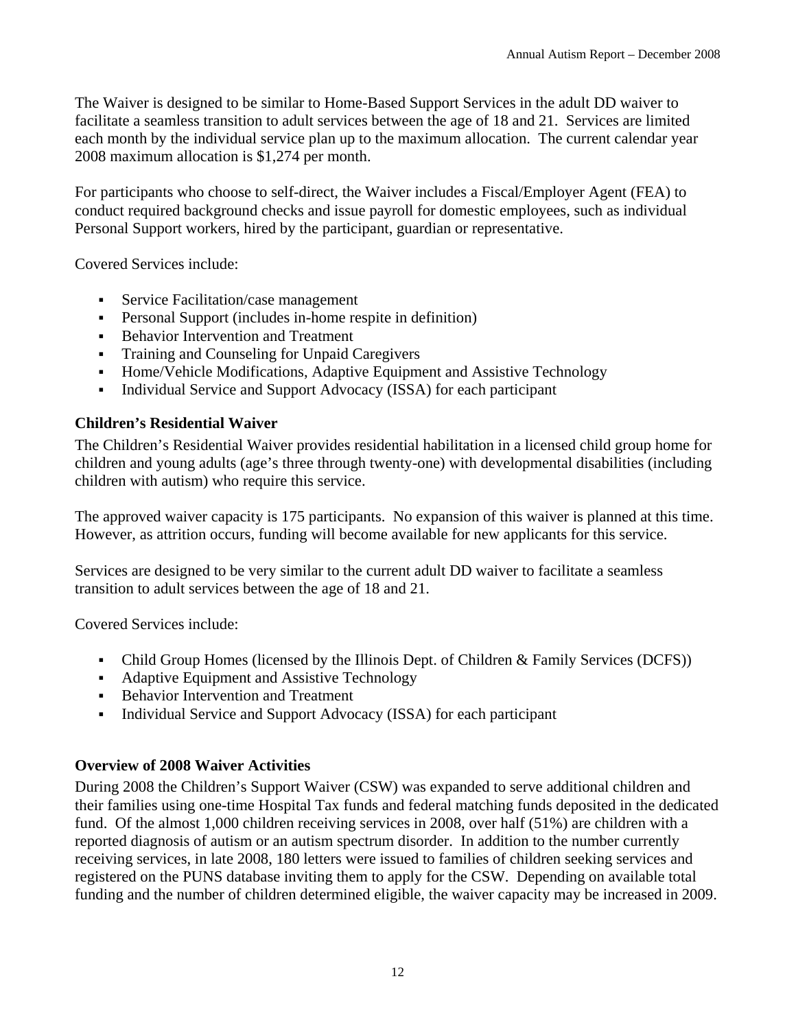The Waiver is designed to be similar to Home-Based Support Services in the adult DD waiver to facilitate a seamless transition to adult services between the age of 18 and 21. Services are limited each month by the individual service plan up to the maximum allocation. The current calendar year 2008 maximum allocation is $1,274 per month.

For participants who choose to self-direct, the Waiver includes a Fiscal/Employer Agent (FEA) to conduct required background checks and issue payroll for domestic employees, such as individual Personal Support workers, hired by the participant, guardian or representative.

Covered Services include:

- Service Facilitation/case management
- Personal Support (includes in-home respite in definition)
- Behavior Intervention and Treatment
- Training and Counseling for Unpaid Caregivers
- Home/Vehicle Modifications, Adaptive Equipment and Assistive Technology
- Individual Service and Support Advocacy (ISSA) for each participant

### Children's Residential Waiver

The Children's Residential Waiver provides residential habilitation in a licensed child group home for children and young adults (age's three through twenty-one) with developmental disabilities (including children with autism) who require this service.

The approved waiver capacity is 175 participants. No expansion of this waiver is planned at this time. However, as attrition occurs, funding will become available for new applicants for this service.

Services are designed to be very similar to the current adult DD waiver to facilitate a seamless transition to adult services between the age of 18 and 21.

Covered Services include:

- Child Group Homes (licensed by the Illinois Dept. of Children & Family Services (DCFS))
- Adaptive Equipment and Assistive Technology
- Behavior Intervention and Treatment
- Individual Service and Support Advocacy (ISSA) for each participant

### Overview of 2008 Waiver Activities

During 2008 the Children's Support Waiver (CSW) was expanded to serve additional children and their families using one-time Hospital Tax funds and federal matching funds deposited in the dedicated fund. Of the almost 1,000 children receiving services in 2008, over half (51%) are children with a reported diagnosis of autism or an autism spectrum disorder. In addition to the number currently receiving services, in late 2008, 180 letters were issued to families of children seeking services and registered on the PUNS database inviting them to apply for the CSW. Depending on available total funding and the number of children determined eligible, the waiver capacity may be increased in 2009.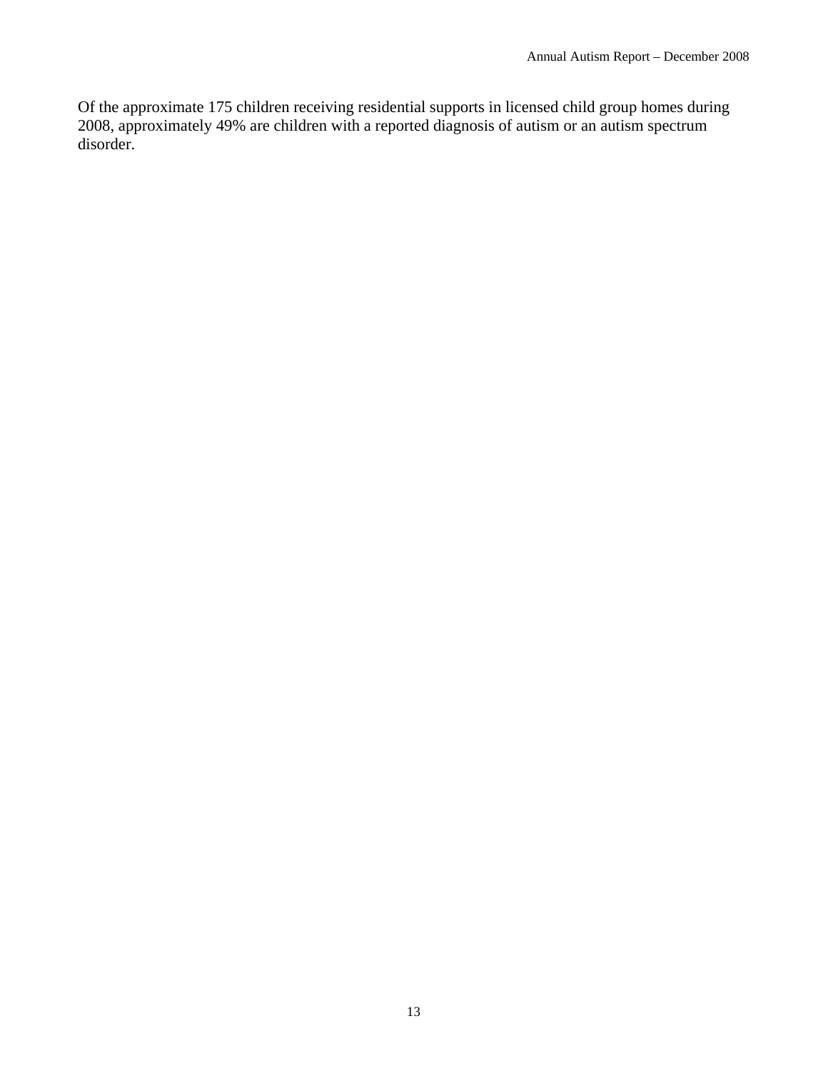Of the approximate 175 children receiving residential supports in licensed child group homes during 2008, approximately 49% are children with a reported diagnosis of autism or an autism spectrum disorder.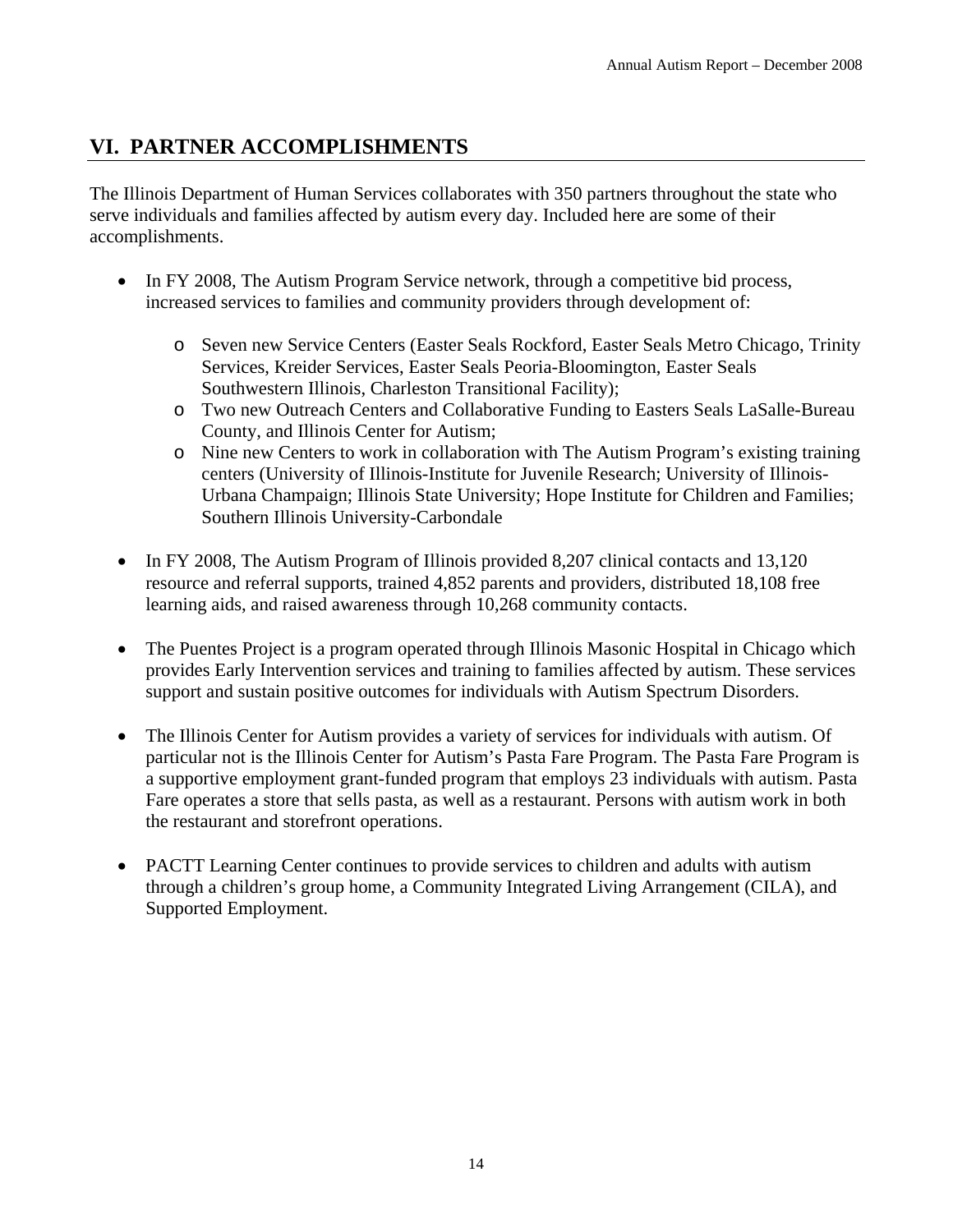## VI. PARTNER ACCOMPLISHMENTS

The Illinois Department of Human Services collaborates with 350 partners throughout the state who serve individuals and families affected by autism every day. Included here are some of their accomplishments.

- In FY 2008, The Autism Program Service network, through a competitive bid process, increased services to families and community providers through development of:
  - Seven new Service Centers (Easter Seals Rockford, Easter Seals Metro Chicago, Trinity Services, Kreider Services, Easter Seals Peoria-Bloomington, Easter Seals Southwestern Illinois, Charleston Transitional Facility);
  - Two new Outreach Centers and Collaborative Funding to Easters Seals LaSalle-Bureau County, and Illinois Center for Autism;
  - Nine new Centers to work in collaboration with The Autism Program's existing training centers (University of Illinois-Institute for Juvenile Research; University of Illinois-Urbana Champaign; Illinois State University; Hope Institute for Children and Families; Southern Illinois University-Carbondale
- In FY 2008, The Autism Program of Illinois provided 8,207 clinical contacts and 13,120 resource and referral supports, trained 4,852 parents and providers, distributed 18,108 free learning aids, and raised awareness through 10,268 community contacts.
- The Puentes Project is a program operated through Illinois Masonic Hospital in Chicago which provides Early Intervention services and training to families affected by autism. These services support and sustain positive outcomes for individuals with Autism Spectrum Disorders.
- The Illinois Center for Autism provides a variety of services for individuals with autism. Of particular not is the Illinois Center for Autism's Pasta Fare Program. The Pasta Fare Program is a supportive employment grant-funded program that employs 23 individuals with autism. Pasta Fare operates a store that sells pasta, as well as a restaurant. Persons with autism work in both the restaurant and storefront operations.
- PACTT Learning Center continues to provide services to children and adults with autism through a children's group home, a Community Integrated Living Arrangement (CILA), and Supported Employment.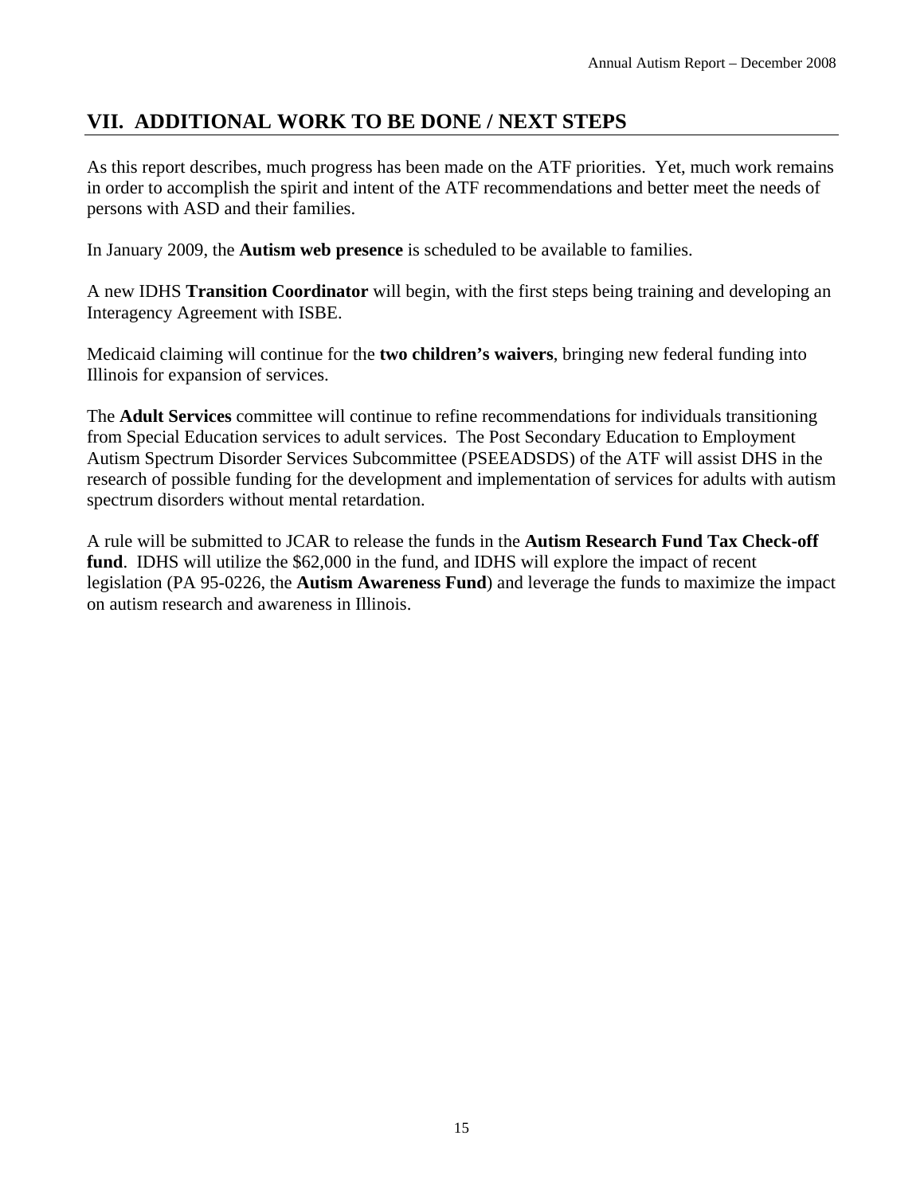## VII. ADDITIONAL WORK TO BE DONE / NEXT STEPS

As this report describes, much progress has been made on the ATF priorities. Yet, much work remains in order to accomplish the spirit and intent of the ATF recommendations and better meet the needs of persons with ASD and their families.

In January 2009, the **Autism web presence** is scheduled to be available to families.

A new IDHS **Transition Coordinator** will begin, with the first steps being training and developing an Interagency Agreement with ISBE.

Medicaid claiming will continue for the **two children's waivers**, bringing new federal funding into Illinois for expansion of services.

The **Adult Services** committee will continue to refine recommendations for individuals transitioning from Special Education services to adult services. The Post Secondary Education to Employment Autism Spectrum Disorder Services Subcommittee (PSEEADSDS) of the ATF will assist DHS in the research of possible funding for the development and implementation of services for adults with autism spectrum disorders without mental retardation.

A rule will be submitted to JCAR to release the funds in the **Autism Research Fund Tax Check-off fund**. IDHS will utilize the $62,000 in the fund, and IDHS will explore the impact of recent legislation (PA 95-0226, the **Autism Awareness Fund**) and leverage the funds to maximize the impact on autism research and awareness in Illinois.